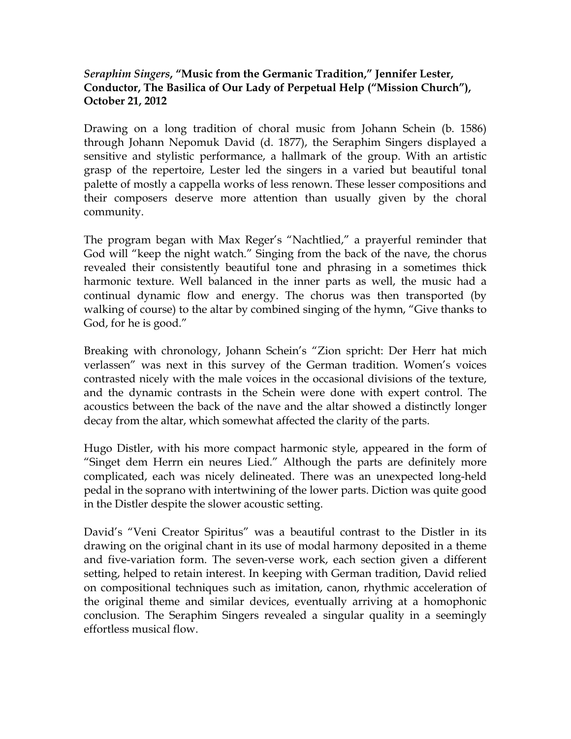***Seraphim Singers*, "Music from the Germanic Tradition," Jennifer Lester, Conductor, The Basilica of Our Lady of Perpetual Help ("Mission Church"), October 21, 2012**

Drawing on a long tradition of choral music from Johann Schein (b. 1586) through Johann Nepomuk David (d. 1877), the Seraphim Singers displayed a sensitive and stylistic performance, a hallmark of the group. With an artistic grasp of the repertoire, Lester led the singers in a varied but beautiful tonal palette of mostly a cappella works of less renown. These lesser compositions and their composers deserve more attention than usually given by the choral community.

The program began with Max Reger's "Nachtlied," a prayerful reminder that God will "keep the night watch." Singing from the back of the nave, the chorus revealed their consistently beautiful tone and phrasing in a sometimes thick harmonic texture. Well balanced in the inner parts as well, the music had a continual dynamic flow and energy. The chorus was then transported (by walking of course) to the altar by combined singing of the hymn, "Give thanks to God, for he is good."

Breaking with chronology, Johann Schein's "Zion spricht: Der Herr hat mich verlassen" was next in this survey of the German tradition. Women's voices contrasted nicely with the male voices in the occasional divisions of the texture, and the dynamic contrasts in the Schein were done with expert control. The acoustics between the back of the nave and the altar showed a distinctly longer decay from the altar, which somewhat affected the clarity of the parts.

Hugo Distler, with his more compact harmonic style, appeared in the form of "Singet dem Herrn ein neures Lied." Although the parts are definitely more complicated, each was nicely delineated. There was an unexpected long-held pedal in the soprano with intertwining of the lower parts. Diction was quite good in the Distler despite the slower acoustic setting.

David's "Veni Creator Spiritus" was a beautiful contrast to the Distler in its drawing on the original chant in its use of modal harmony deposited in a theme and five-variation form. The seven-verse work, each section given a different setting, helped to retain interest. In keeping with German tradition, David relied on compositional techniques such as imitation, canon, rhythmic acceleration of the original theme and similar devices, eventually arriving at a homophonic conclusion. The Seraphim Singers revealed a singular quality in a seemingly effortless musical flow.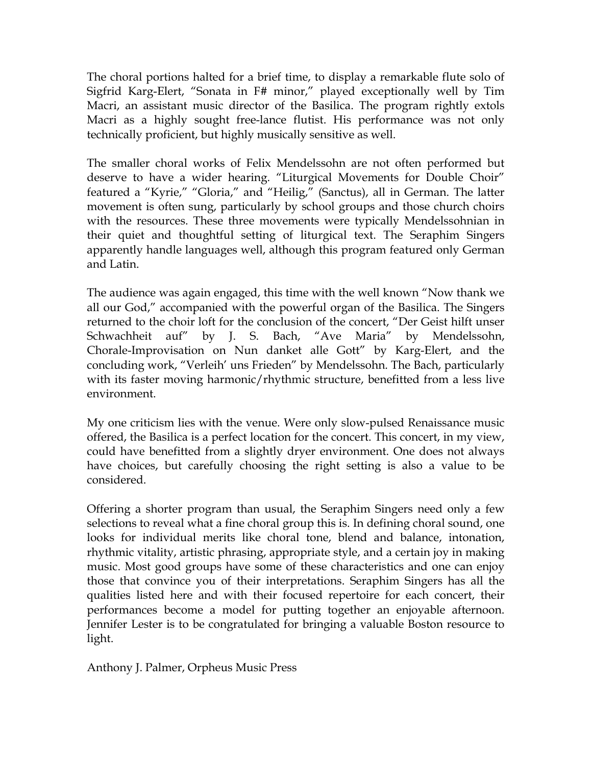The choral portions halted for a brief time, to display a remarkable flute solo of Sigfrid Karg-Elert, "Sonata in F# minor," played exceptionally well by Tim Macri, an assistant music director of the Basilica. The program rightly extols Macri as a highly sought free-lance flutist. His performance was not only technically proficient, but highly musically sensitive as well.

The smaller choral works of Felix Mendelssohn are not often performed but deserve to have a wider hearing. "Liturgical Movements for Double Choir" featured a "Kyrie," "Gloria," and "Heilig," (Sanctus), all in German. The latter movement is often sung, particularly by school groups and those church choirs with the resources. These three movements were typically Mendelssohnian in their quiet and thoughtful setting of liturgical text. The Seraphim Singers apparently handle languages well, although this program featured only German and Latin.

The audience was again engaged, this time with the well known "Now thank we all our God," accompanied with the powerful organ of the Basilica. The Singers returned to the choir loft for the conclusion of the concert, "Der Geist hilft unser Schwachheit auf" by J. S. Bach, "Ave Maria" by Mendelssohn, Chorale-Improvisation on Nun danket alle Gott" by Karg-Elert, and the concluding work, "Verleih' uns Frieden" by Mendelssohn. The Bach, particularly with its faster moving harmonic/rhythmic structure, benefitted from a less live environment.

My one criticism lies with the venue. Were only slow-pulsed Renaissance music offered, the Basilica is a perfect location for the concert. This concert, in my view, could have benefitted from a slightly dryer environment. One does not always have choices, but carefully choosing the right setting is also a value to be considered.

Offering a shorter program than usual, the Seraphim Singers need only a few selections to reveal what a fine choral group this is. In defining choral sound, one looks for individual merits like choral tone, blend and balance, intonation, rhythmic vitality, artistic phrasing, appropriate style, and a certain joy in making music. Most good groups have some of these characteristics and one can enjoy those that convince you of their interpretations. Seraphim Singers has all the qualities listed here and with their focused repertoire for each concert, their performances become a model for putting together an enjoyable afternoon. Jennifer Lester is to be congratulated for bringing a valuable Boston resource to light.

Anthony J. Palmer, Orpheus Music Press